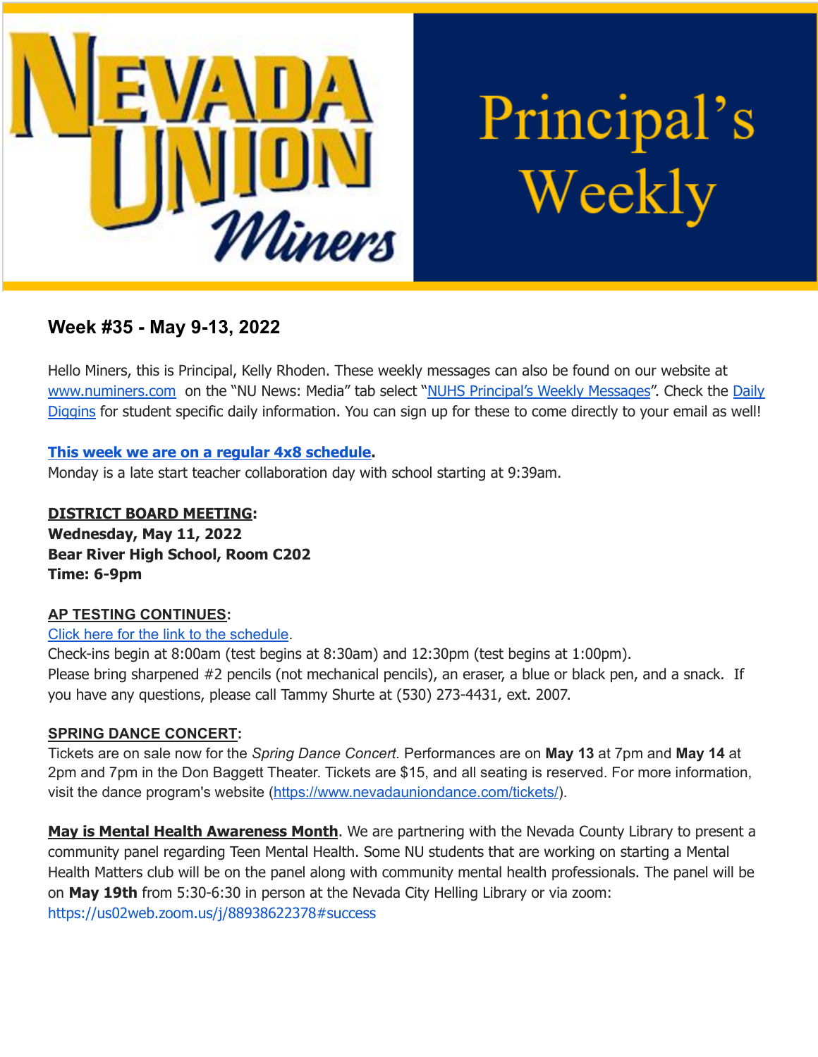Nevada Union Miners — Principal's Weekly

## Week #35 - May 9-13, 2022

Hello Miners, this is Principal, Kelly Rhoden. These weekly messages can also be found on our website at www.numiners.com on the "NU News: Media" tab select "NUHS Principal's Weekly Messages". Check the Daily Diggins for student specific daily information. You can sign up for these to come directly to your email as well!

**This week we are on a regular 4x8 schedule.**
Monday is a late start teacher collaboration day with school starting at 9:39am.

**DISTRICT BOARD MEETING:**
**Wednesday, May 11, 2022**
**Bear River High School, Room C202**
**Time: 6-9pm**

**AP TESTING CONTINUES:**
Click here for the link to the schedule.
Check-ins begin at 8:00am (test begins at 8:30am) and 12:30pm (test begins at 1:00pm).
Please bring sharpened #2 pencils (not mechanical pencils), an eraser, a blue or black pen, and a snack. If you have any questions, please call Tammy Shurte at (530) 273-4431, ext. 2007.

**SPRING DANCE CONCERT:**
Tickets are on sale now for the *Spring Dance Concert.* Performances are on **May 13** at 7pm and **May 14** at 2pm and 7pm in the Don Baggett Theater. Tickets are $15, and all seating is reserved. For more information, visit the dance program's website (https://www.nevadauniondance.com/tickets/).

**May is Mental Health Awareness Month**. We are partnering with the Nevada County Library to present a community panel regarding Teen Mental Health. Some NU students that are working on starting a Mental Health Matters club will be on the panel along with community mental health professionals. The panel will be on **May 19th** from 5:30-6:30 in person at the Nevada City Helling Library or via zoom: https://us02web.zoom.us/j/88938622378#success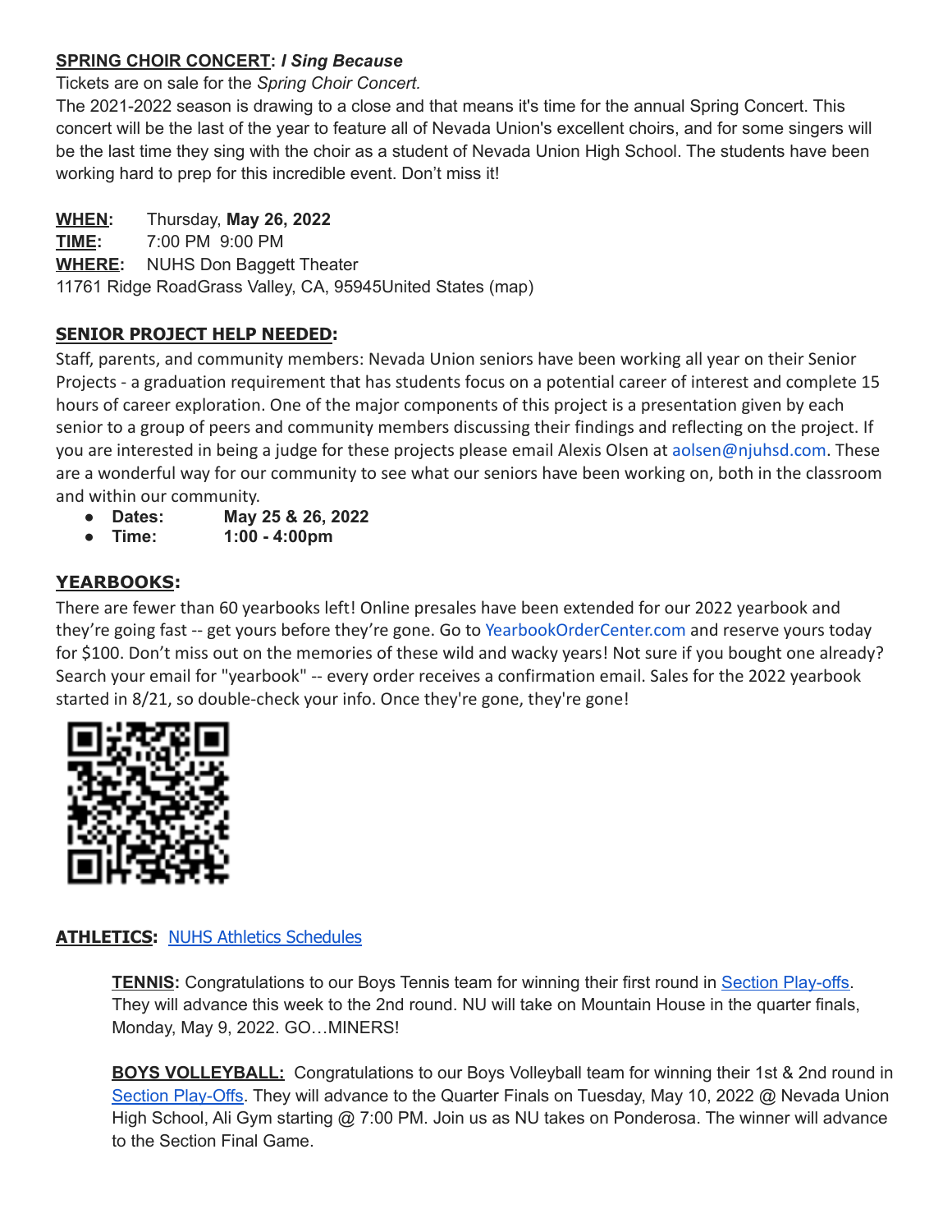**SPRING CHOIR CONCERT: *I Sing Because***

Tickets are on sale for the *Spring Choir Concert.*

The 2021-2022 season is drawing to a close and that means it's time for the annual Spring Concert. This concert will be the last of the year to feature all of Nevada Union's excellent choirs, and for some singers will be the last time they sing with the choir as a student of Nevada Union High School. The students have been working hard to prep for this incredible event. Don't miss it!

**WHEN:** Thursday, **May 26, 2022**
**TIME:** 7:00 PM 9:00 PM
**WHERE:** NUHS Don Baggett Theater
11761 Ridge RoadGrass Valley, CA, 95945United States (map)

**SENIOR PROJECT HELP NEEDED:**

Staff, parents, and community members: Nevada Union seniors have been working all year on their Senior Projects - a graduation requirement that has students focus on a potential career of interest and complete 15 hours of career exploration. One of the major components of this project is a presentation given by each senior to a group of peers and community members discussing their findings and reflecting on the project. If you are interested in being a judge for these projects please email Alexis Olsen at aolsen@njuhsd.com. These are a wonderful way for our community to see what our seniors have been working on, both in the classroom and within our community.

- **Dates: May 25 & 26, 2022**
- **Time: 1:00 - 4:00pm**

**YEARBOOKS:**

There are fewer than 60 yearbooks left! Online presales have been extended for our 2022 yearbook and they're going fast -- get yours before they're gone. Go to YearbookOrderCenter.com and reserve yours today for $100. Don't miss out on the memories of these wild and wacky years! Not sure if you bought one already? Search your email for "yearbook" -- every order receives a confirmation email. Sales for the 2022 yearbook started in 8/21, so double-check your info. Once they're gone, they're gone!

**ATHLETICS:** NUHS Athletics Schedules

**TENNIS:** Congratulations to our Boys Tennis team for winning their first round in Section Play-offs. They will advance this week to the 2nd round. NU will take on Mountain House in the quarter finals, Monday, May 9, 2022. GO…MINERS!

**BOYS VOLLEYBALL:** Congratulations to our Boys Volleyball team for winning their 1st & 2nd round in Section Play-Offs. They will advance to the Quarter Finals on Tuesday, May 10, 2022 @ Nevada Union High School, Ali Gym starting @ 7:00 PM. Join us as NU takes on Ponderosa. The winner will advance to the Section Final Game.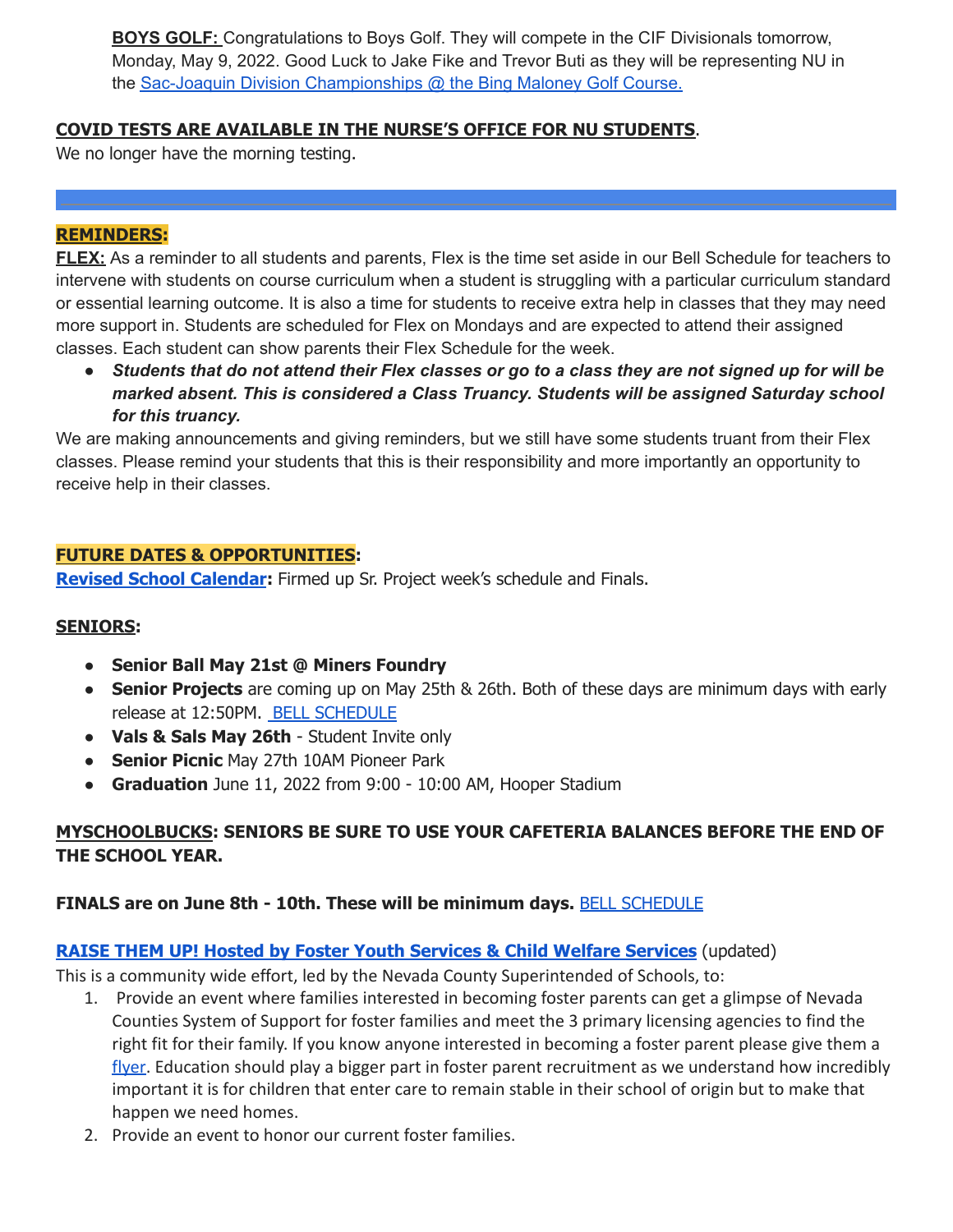**BOYS GOLF:** Congratulations to Boys Golf. They will compete in the CIF Divisionals tomorrow, Monday, May 9, 2022. Good Luck to Jake Fike and Trevor Buti as they will be representing NU in the Sac-Joaquin Division Championships @ the Bing Maloney Golf Course.

**COVID TESTS ARE AVAILABLE IN THE NURSE'S OFFICE FOR NU STUDENTS**.
We no longer have the morning testing.

---

**REMINDERS:**

**FLEX:** As a reminder to all students and parents, Flex is the time set aside in our Bell Schedule for teachers to intervene with students on course curriculum when a student is struggling with a particular curriculum standard or essential learning outcome. It is also a time for students to receive extra help in classes that they may need more support in. Students are scheduled for Flex on Mondays and are expected to attend their assigned classes. Each student can show parents their Flex Schedule for the week.

- ***Students that do not attend their Flex classes or go to a class they are not signed up for will be marked absent. This is considered a Class Truancy. Students will be assigned Saturday school for this truancy.***

We are making announcements and giving reminders, but we still have some students truant from their Flex classes. Please remind your students that this is their responsibility and more importantly an opportunity to receive help in their classes.

**FUTURE DATES & OPPORTUNITIES:**

**Revised School Calendar:** Firmed up Sr. Project week's schedule and Finals.

**SENIORS:**

- **Senior Ball May 21st @ Miners Foundry**
- **Senior Projects** are coming up on May 25th & 26th. Both of these days are minimum days with early release at 12:50PM. BELL SCHEDULE
- **Vals & Sals May 26th** - Student Invite only
- **Senior Picnic** May 27th 10AM Pioneer Park
- **Graduation** June 11, 2022 from 9:00 - 10:00 AM, Hooper Stadium

**MYSCHOOLBUCKS: SENIORS BE SURE TO USE YOUR CAFETERIA BALANCES BEFORE THE END OF THE SCHOOL YEAR.**

**FINALS are on June 8th - 10th. These will be minimum days.** BELL SCHEDULE

**RAISE THEM UP! Hosted by Foster Youth Services & Child Welfare Services** (updated)
This is a community wide effort, led by the Nevada County Superintended of Schools, to:

1. Provide an event where families interested in becoming foster parents can get a glimpse of Nevada Counties System of Support for foster families and meet the 3 primary licensing agencies to find the right fit for their family. If you know anyone interested in becoming a foster parent please give them a flyer. Education should play a bigger part in foster parent recruitment as we understand how incredibly important it is for children that enter care to remain stable in their school of origin but to make that happen we need homes.
2. Provide an event to honor our current foster families.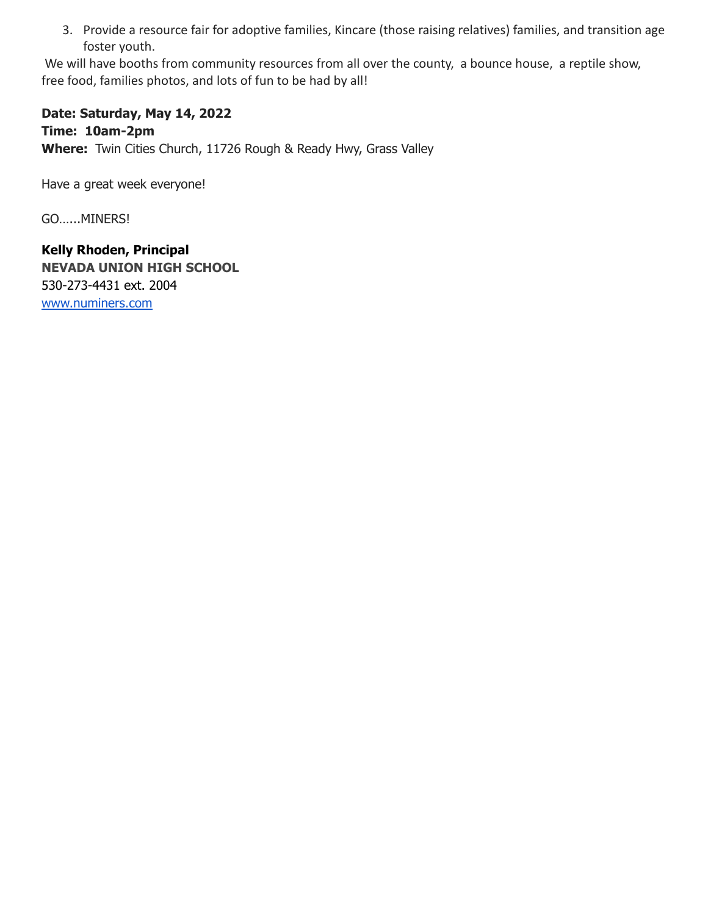3. Provide a resource fair for adoptive families, Kincare (those raising relatives) families, and transition age foster youth.

We will have booths from community resources from all over the county, a bounce house, a reptile show, free food, families photos, and lots of fun to be had by all!

**Date: Saturday, May 14, 2022**
**Time: 10am-2pm**
**Where:** Twin Cities Church, 11726 Rough & Ready Hwy, Grass Valley

Have a great week everyone!

GO......MINERS!

**Kelly Rhoden, Principal**
**NEVADA UNION HIGH SCHOOL**
530-273-4431 ext. 2004
[www.numiners.com](http://www.numiners.com)